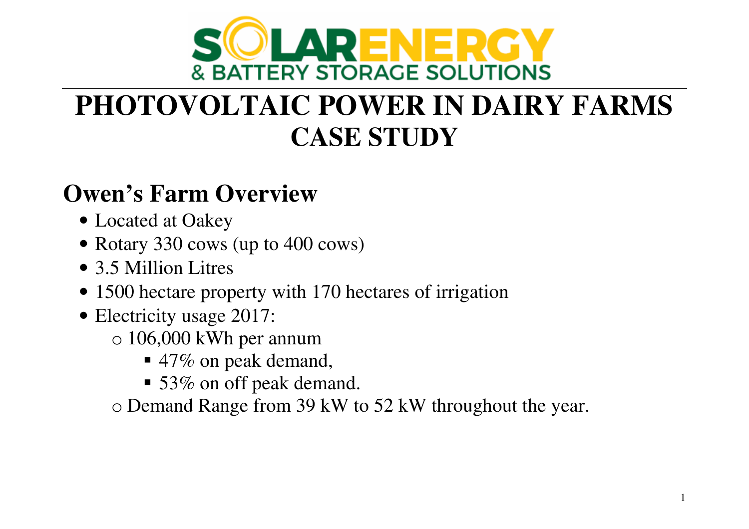SOLAR ENERGY
& BATTERY STORAGE SOLUTIONS

# PHOTOVOLTAIC POWER IN DAIRY FARMS CASE STUDY

## Owen's Farm Overview

- Located at Oakey
- Rotary 330 cows (up to 400 cows)
- 3.5 Million Litres
- 1500 hectare property with 170 hectares of irrigation
- Electricity usage 2017:
  - 106,000 kWh per annum
    - 47% on peak demand,
    - 53% on off peak demand.
  - Demand Range from 39 kW to 52 kW throughout the year.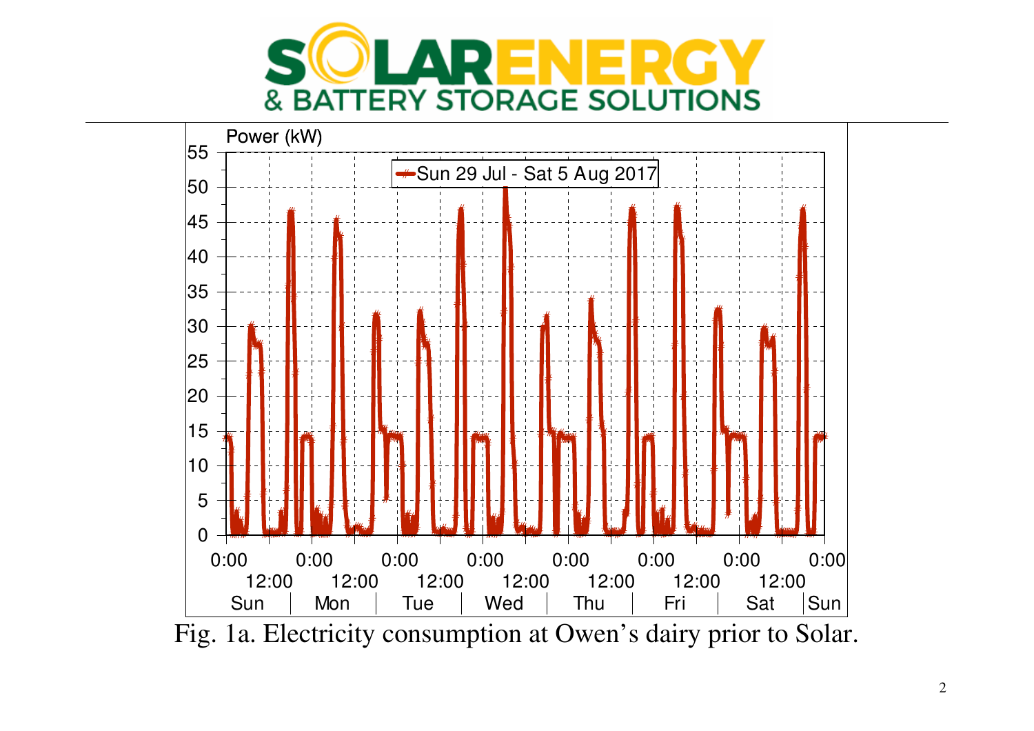Fig. 1a. Electricity consumption at Owen's dairy prior to Solar.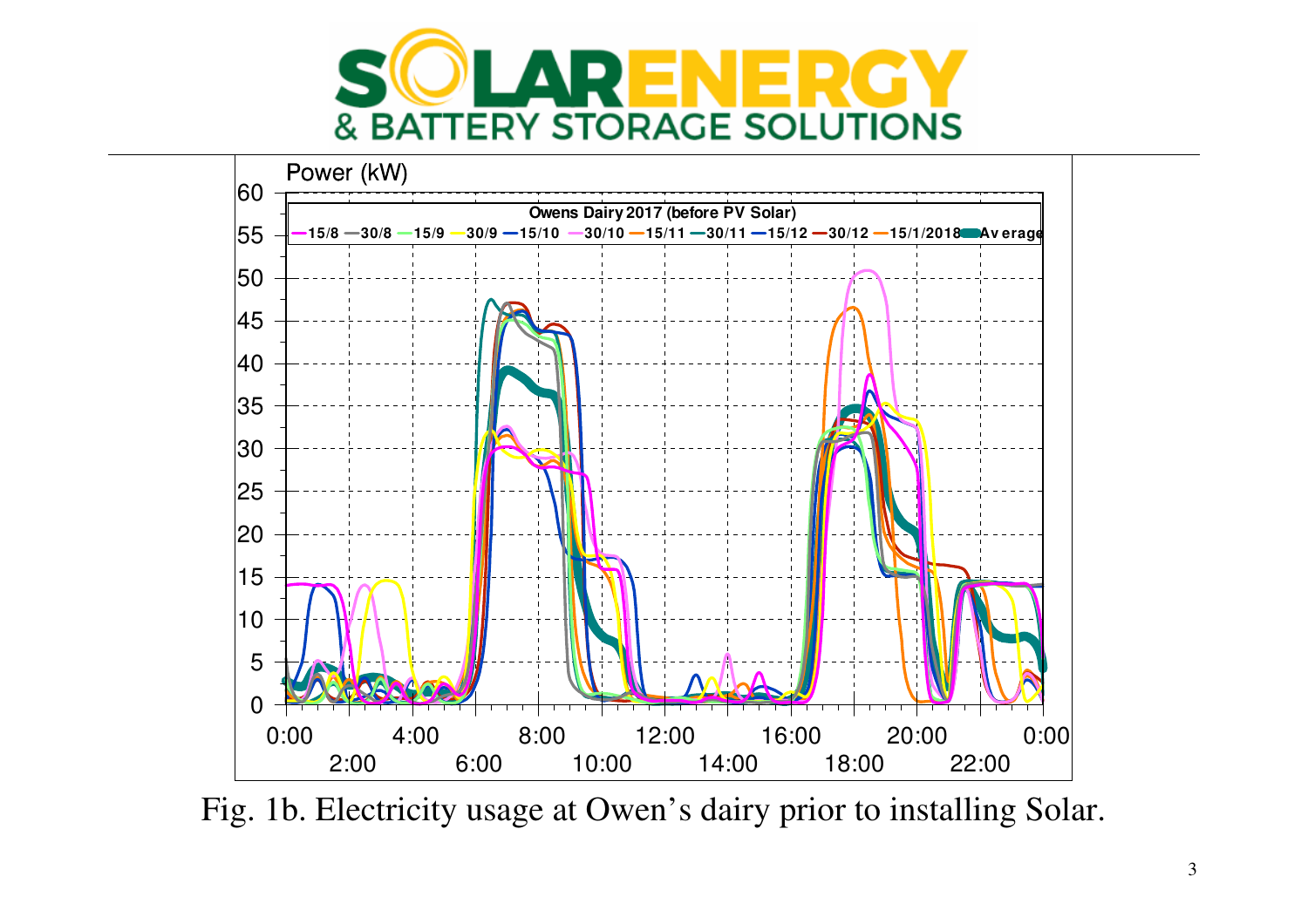Fig. 1b. Electricity usage at Owen's dairy prior to installing Solar.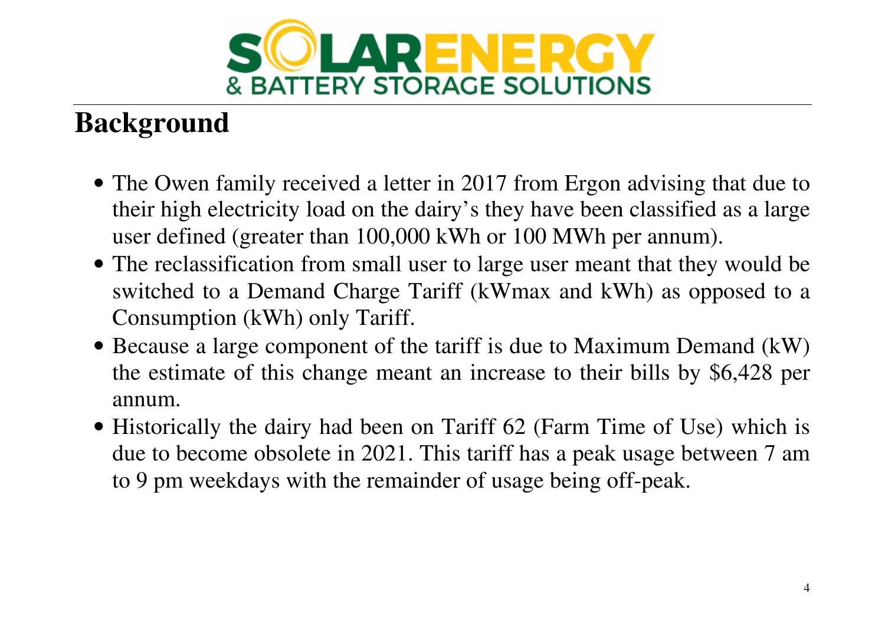# SOLARENERGY & BATTERY STORAGE SOLUTIONS

## Background

- The Owen family received a letter in 2017 from Ergon advising that due to their high electricity load on the dairy's they have been classified as a large user defined (greater than 100,000 kWh or 100 MWh per annum).
- The reclassification from small user to large user meant that they would be switched to a Demand Charge Tariff (kWmax and kWh) as opposed to a Consumption (kWh) only Tariff.
- Because a large component of the tariff is due to Maximum Demand (kW) the estimate of this change meant an increase to their bills by $6,428 per annum.
- Historically the dairy had been on Tariff 62 (Farm Time of Use) which is due to become obsolete in 2021. This tariff has a peak usage between 7 am to 9 pm weekdays with the remainder of usage being off-peak.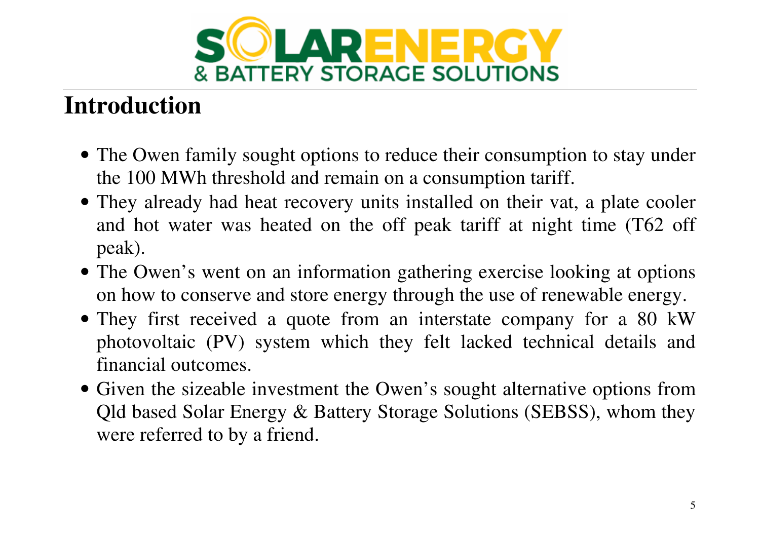# Introduction

- The Owen family sought options to reduce their consumption to stay under the 100 MWh threshold and remain on a consumption tariff.
- They already had heat recovery units installed on their vat, a plate cooler and hot water was heated on the off peak tariff at night time (T62 off peak).
- The Owen's went on an information gathering exercise looking at options on how to conserve and store energy through the use of renewable energy.
- They first received a quote from an interstate company for a 80 kW photovoltaic (PV) system which they felt lacked technical details and financial outcomes.
- Given the sizeable investment the Owen's sought alternative options from Qld based Solar Energy & Battery Storage Solutions (SEBSS), whom they were referred to by a friend.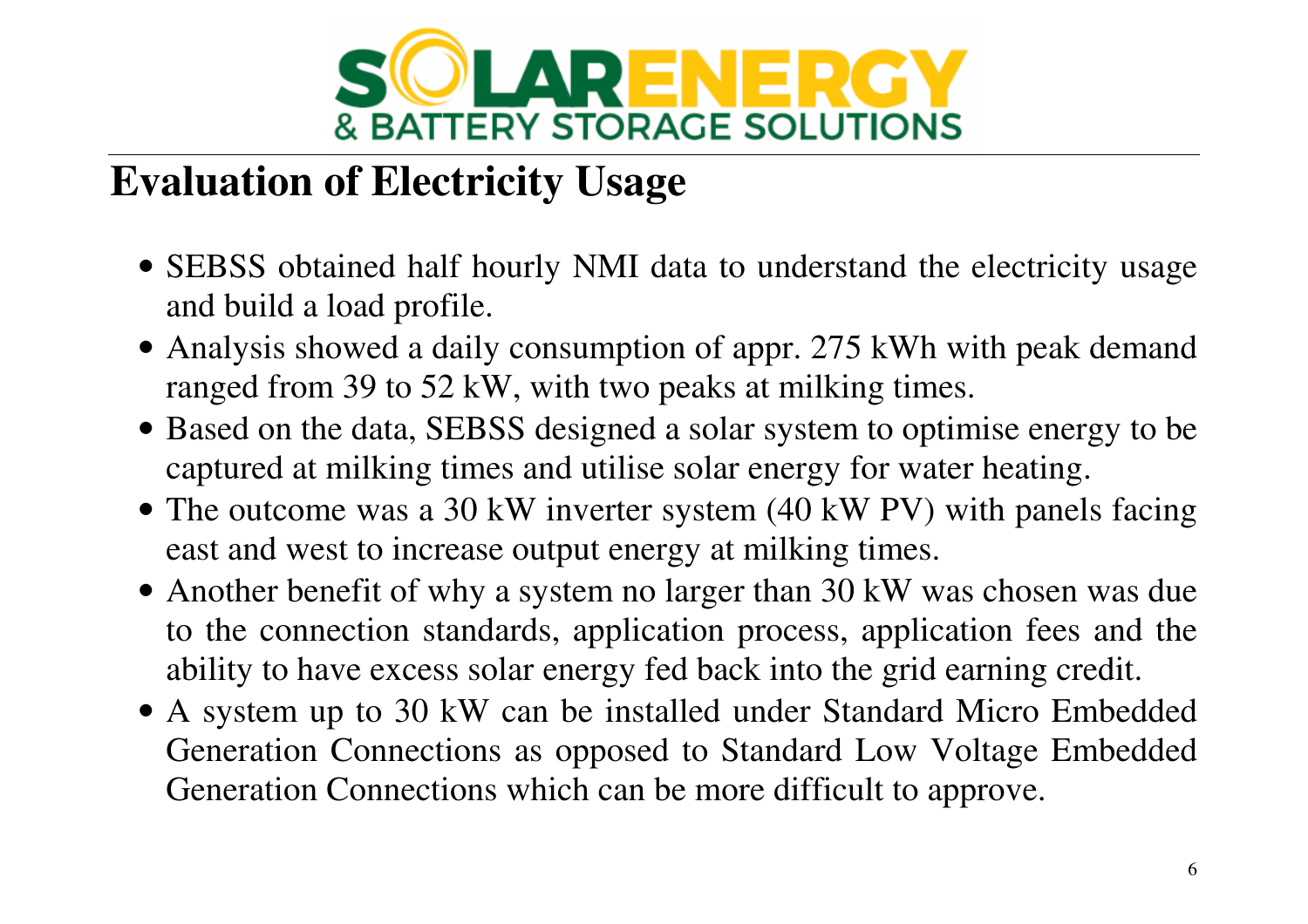# Evaluation of Electricity Usage

- SEBSS obtained half hourly NMI data to understand the electricity usage and build a load profile.
- Analysis showed a daily consumption of appr. 275 kWh with peak demand ranged from 39 to 52 kW, with two peaks at milking times.
- Based on the data, SEBSS designed a solar system to optimise energy to be captured at milking times and utilise solar energy for water heating.
- The outcome was a 30 kW inverter system (40 kW PV) with panels facing east and west to increase output energy at milking times.
- Another benefit of why a system no larger than 30 kW was chosen was due to the connection standards, application process, application fees and the ability to have excess solar energy fed back into the grid earning credit.
- A system up to 30 kW can be installed under Standard Micro Embedded Generation Connections as opposed to Standard Low Voltage Embedded Generation Connections which can be more difficult to approve.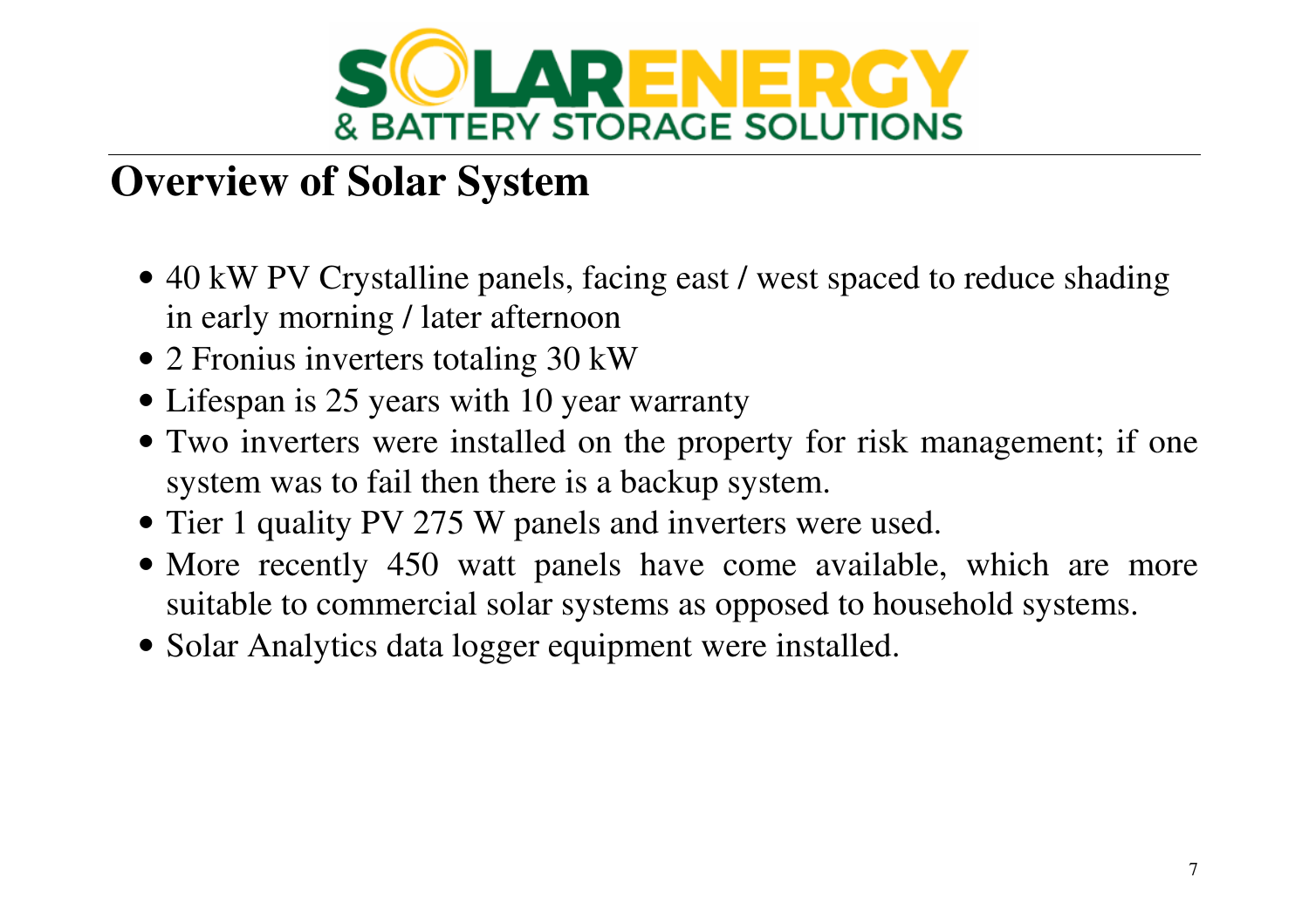# Overview of Solar System

- 40 kW PV Crystalline panels, facing east / west spaced to reduce shading in early morning / later afternoon
- 2 Fronius inverters totaling 30 kW
- Lifespan is 25 years with 10 year warranty
- Two inverters were installed on the property for risk management; if one system was to fail then there is a backup system.
- Tier 1 quality PV 275 W panels and inverters were used.
- More recently 450 watt panels have come available, which are more suitable to commercial solar systems as opposed to household systems.
- Solar Analytics data logger equipment were installed.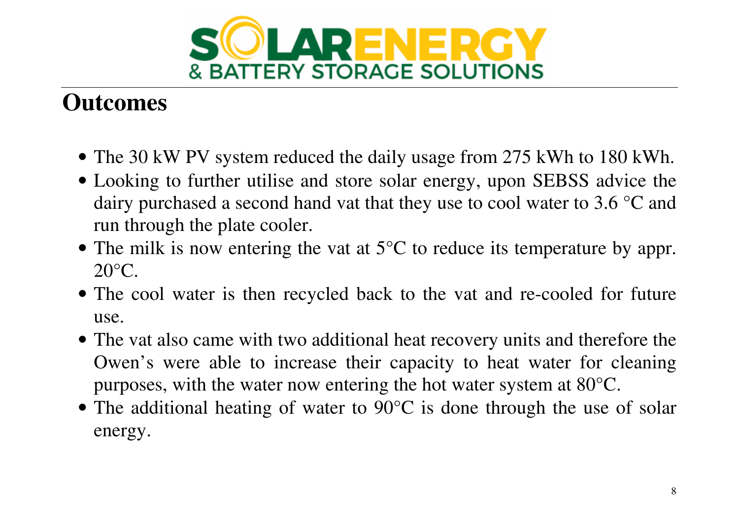## Outcomes

- The 30 kW PV system reduced the daily usage from 275 kWh to 180 kWh.
- Looking to further utilise and store solar energy, upon SEBSS advice the dairy purchased a second hand vat that they use to cool water to 3.6 °C and run through the plate cooler.
- The milk is now entering the vat at 5°C to reduce its temperature by appr. 20°C.
- The cool water is then recycled back to the vat and re-cooled for future use.
- The vat also came with two additional heat recovery units and therefore the Owen's were able to increase their capacity to heat water for cleaning purposes, with the water now entering the hot water system at 80°C.
- The additional heating of water to 90°C is done through the use of solar energy.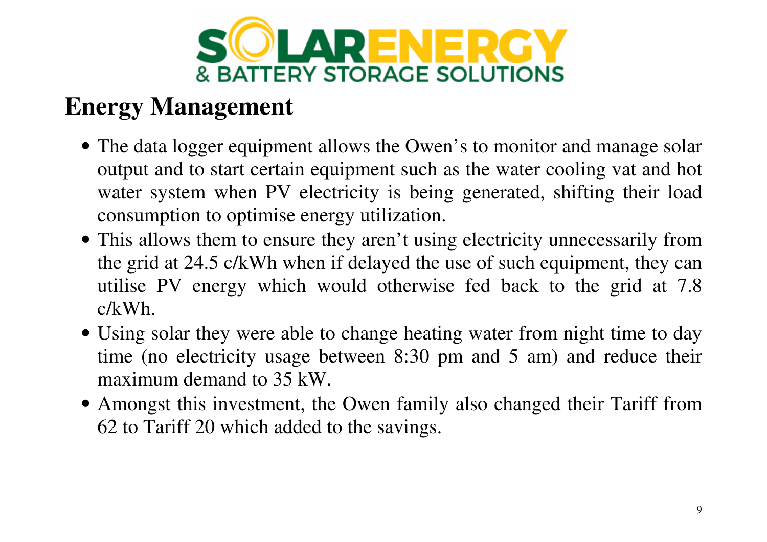# Energy Management

- The data logger equipment allows the Owen's to monitor and manage solar output and to start certain equipment such as the water cooling vat and hot water system when PV electricity is being generated, shifting their load consumption to optimise energy utilization.
- This allows them to ensure they aren't using electricity unnecessarily from the grid at 24.5 c/kWh when if delayed the use of such equipment, they can utilise PV energy which would otherwise fed back to the grid at 7.8 c/kWh.
- Using solar they were able to change heating water from night time to day time (no electricity usage between 8:30 pm and 5 am) and reduce their maximum demand to 35 kW.
- Amongst this investment, the Owen family also changed their Tariff from 62 to Tariff 20 which added to the savings.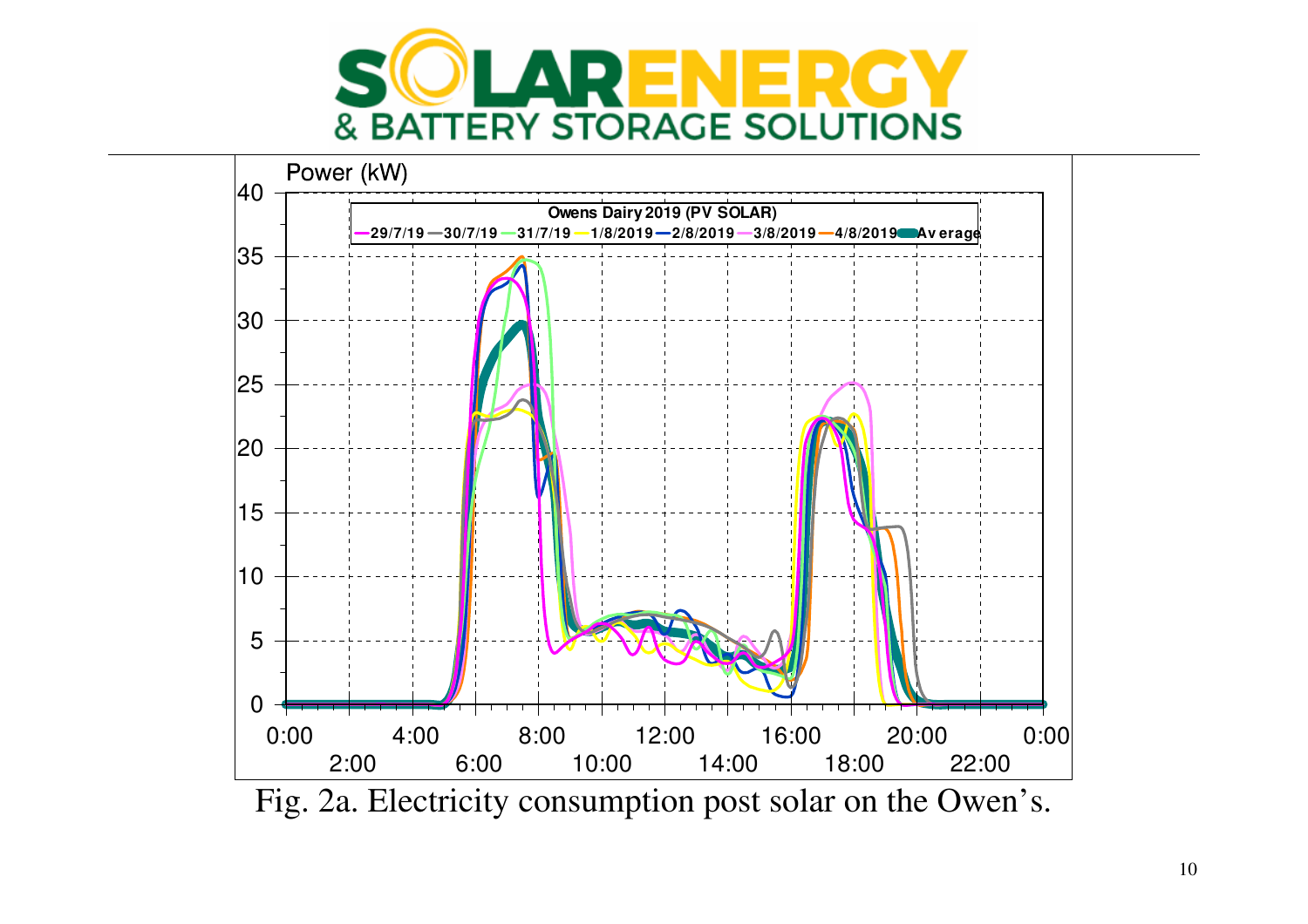Fig. 2a. Electricity consumption post solar on the Owen's.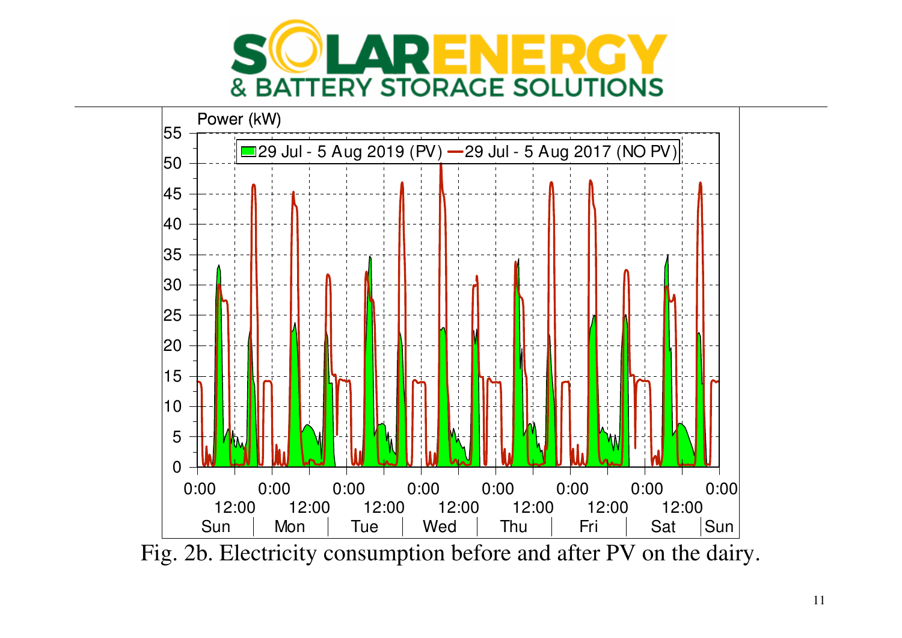Fig. 2b. Electricity consumption before and after PV on the dairy.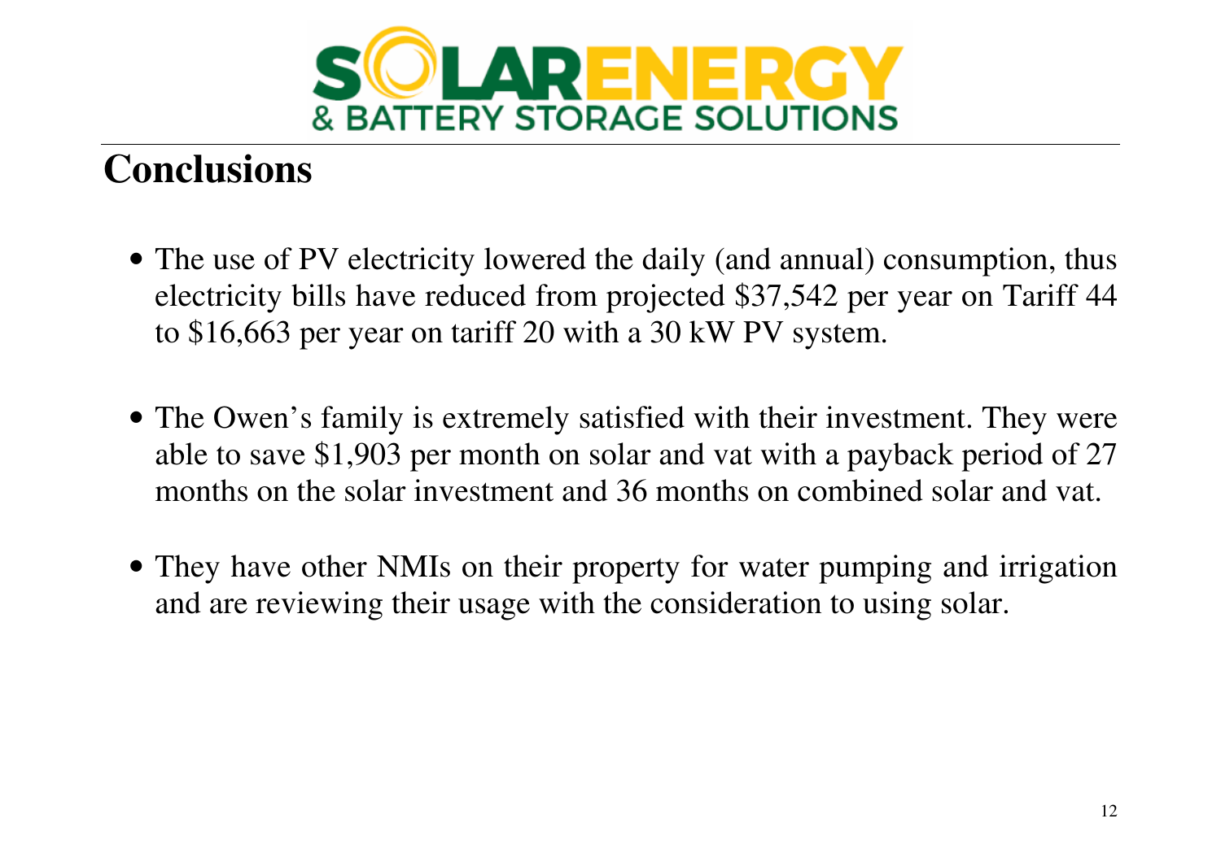SOLARENERGY
& BATTERY STORAGE SOLUTIONS

# Conclusions

- The use of PV electricity lowered the daily (and annual) consumption, thus electricity bills have reduced from projected $37,542 per year on Tariff 44 to $16,663 per year on tariff 20 with a 30 kW PV system.

- The Owen's family is extremely satisfied with their investment. They were able to save $1,903 per month on solar and vat with a payback period of 27 months on the solar investment and 36 months on combined solar and vat.

- They have other NMIs on their property for water pumping and irrigation and are reviewing their usage with the consideration to using solar.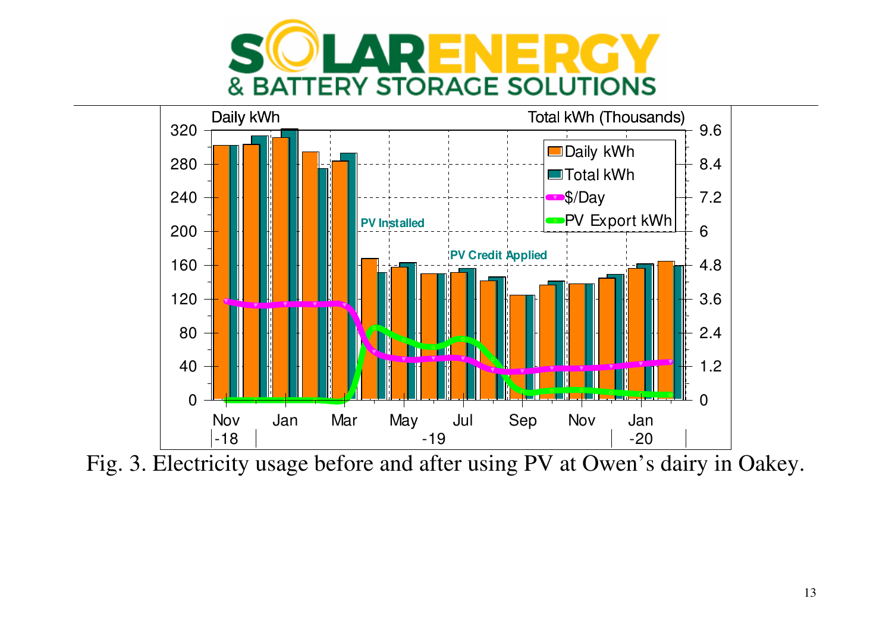SOLARENERGY & BATTERY STORAGE SOLUTIONS

Fig. 3. Electricity usage before and after using PV at Owen's dairy in Oakey.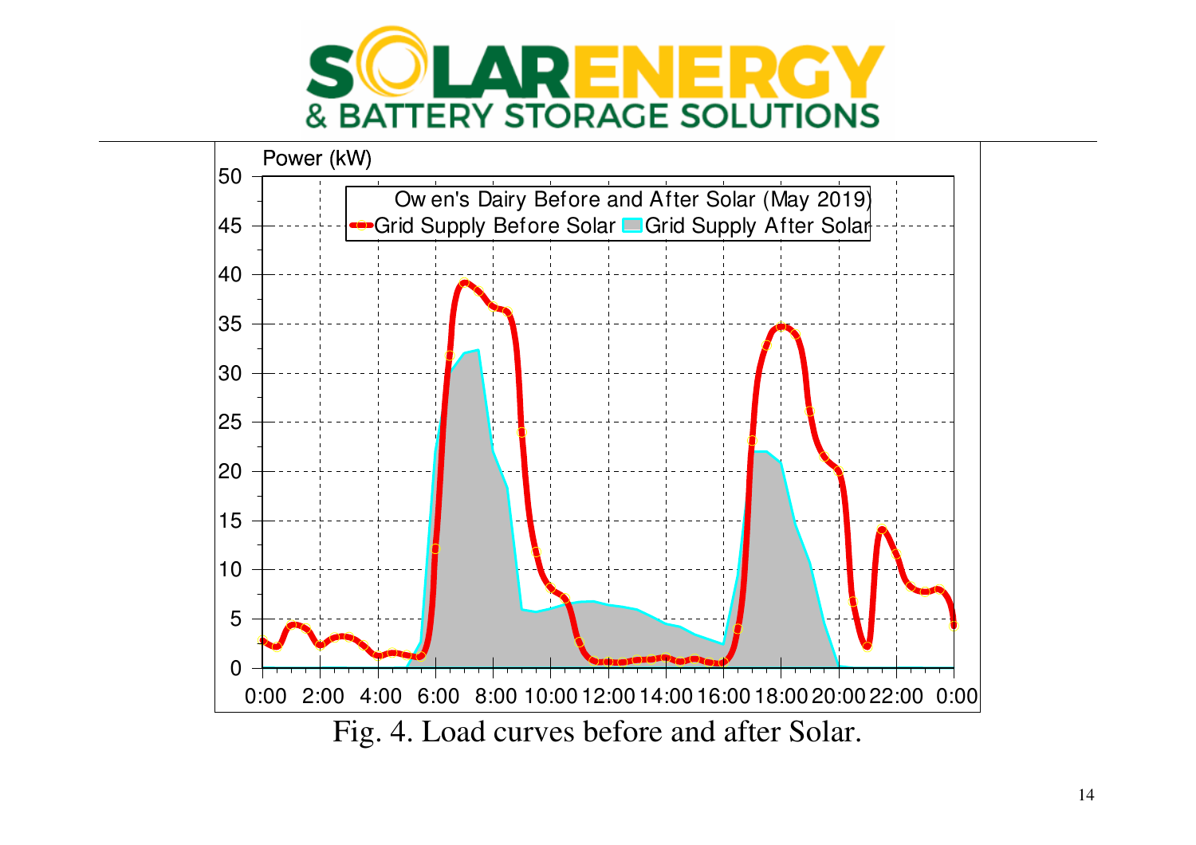# SOLAR ENERGY
## & BATTERY STORAGE SOLUTIONS

Fig. 4. Load curves before and after Solar.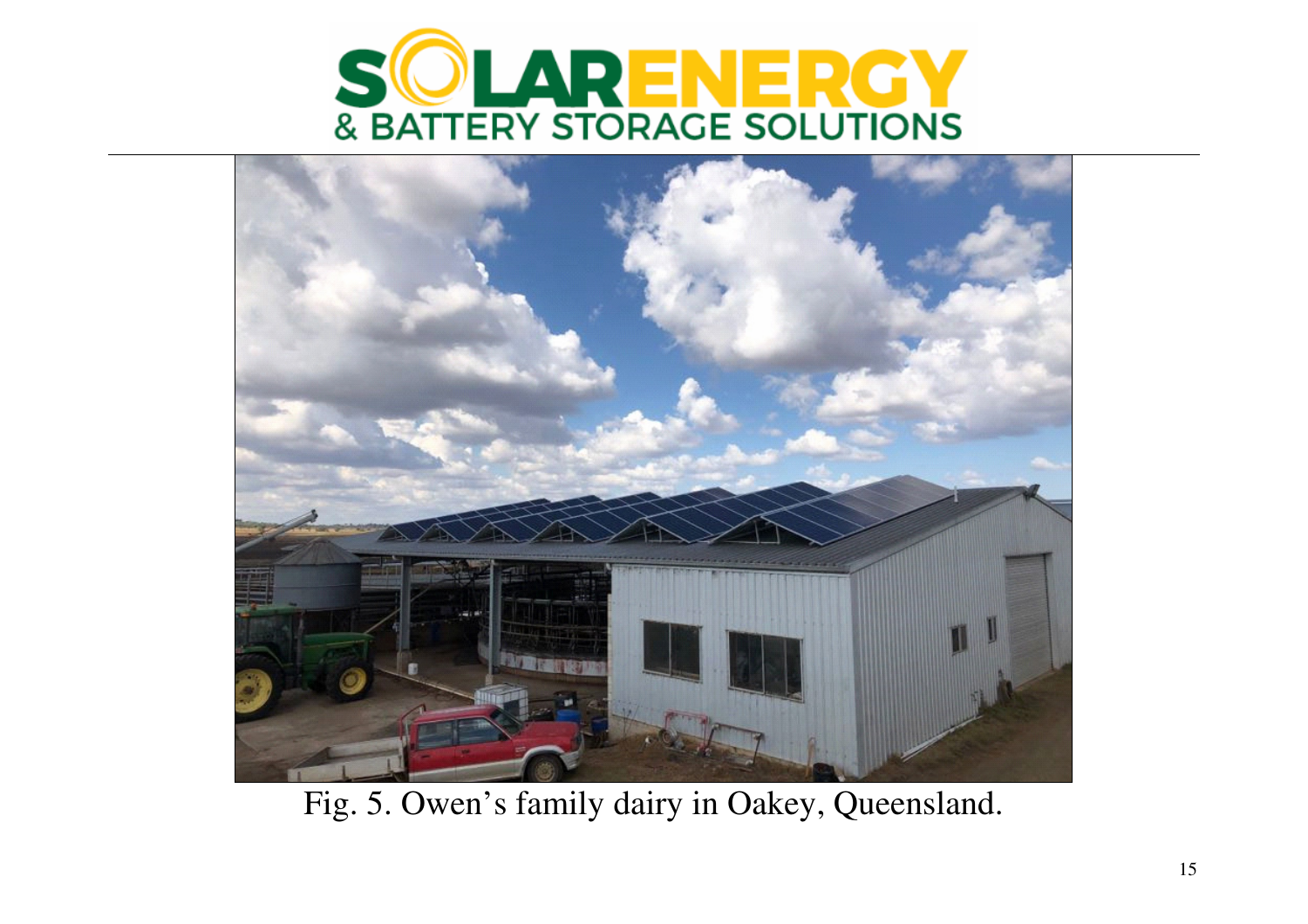Fig. 5. Owen's family dairy in Oakey, Queensland.